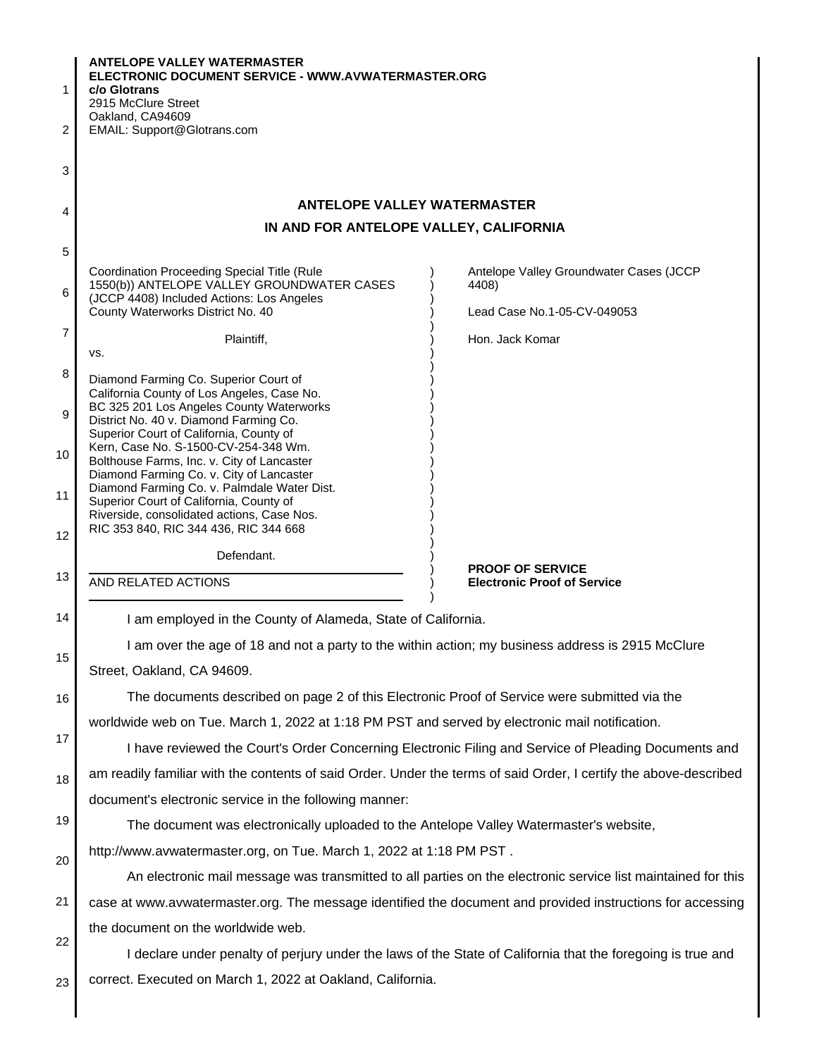**ANTELOPE VALLEY WATERMASTER**
**ELECTRONIC DOCUMENT SERVICE - WWW.AVWATERMASTER.ORG**
**c/o Glotrans**
2915 McClure Street
Oakland, CA94609
EMAIL: Support@Glotrans.com

## ANTELOPE VALLEY WATERMASTER
## IN AND FOR ANTELOPE VALLEY, CALIFORNIA

| | |
|---|---|
| Coordination Proceeding Special Title (Rule 1550(b)) ANTELOPE VALLEY GROUNDWATER CASES (JCCP 4408) Included Actions: Los Angeles County Waterworks District No. 40<br><br>Plaintiff,<br>vs.<br><br>Diamond Farming Co. Superior Court of California County of Los Angeles, Case No. BC 325 201 Los Angeles County Waterworks District No. 40 v. Diamond Farming Co. Superior Court of California, County of Kern, Case No. S-1500-CV-254-348 Wm. Bolthouse Farms, Inc. v. City of Lancaster Diamond Farming Co. v. City of Lancaster Diamond Farming Co. v. Palmdale Water Dist. Superior Court of California, County of Riverside, consolidated actions, Case Nos. RIC 353 840, RIC 344 436, RIC 344 668<br><br>Defendant.<br><br>AND RELATED ACTIONS | Antelope Valley Groundwater Cases (JCCP 4408)<br><br>Lead Case No.1-05-CV-049053<br><br>Hon. Jack Komar<br><br>**PROOF OF SERVICE**<br>**Electronic Proof of Service** |

I am employed in the County of Alameda, State of California.

I am over the age of 18 and not a party to the within action; my business address is 2915 McClure Street, Oakland, CA 94609.

The documents described on page 2 of this Electronic Proof of Service were submitted via the worldwide web on Tue. March 1, 2022 at 1:18 PM PST and served by electronic mail notification.

I have reviewed the Court's Order Concerning Electronic Filing and Service of Pleading Documents and am readily familiar with the contents of said Order. Under the terms of said Order, I certify the above-described document's electronic service in the following manner:

The document was electronically uploaded to the Antelope Valley Watermaster's website, http://www.avwatermaster.org, on Tue. March 1, 2022 at 1:18 PM PST .

An electronic mail message was transmitted to all parties on the electronic service list maintained for this case at www.avwatermaster.org. The message identified the document and provided instructions for accessing the document on the worldwide web.

I declare under penalty of perjury under the laws of the State of California that the foregoing is true and correct. Executed on March 1, 2022 at Oakland, California.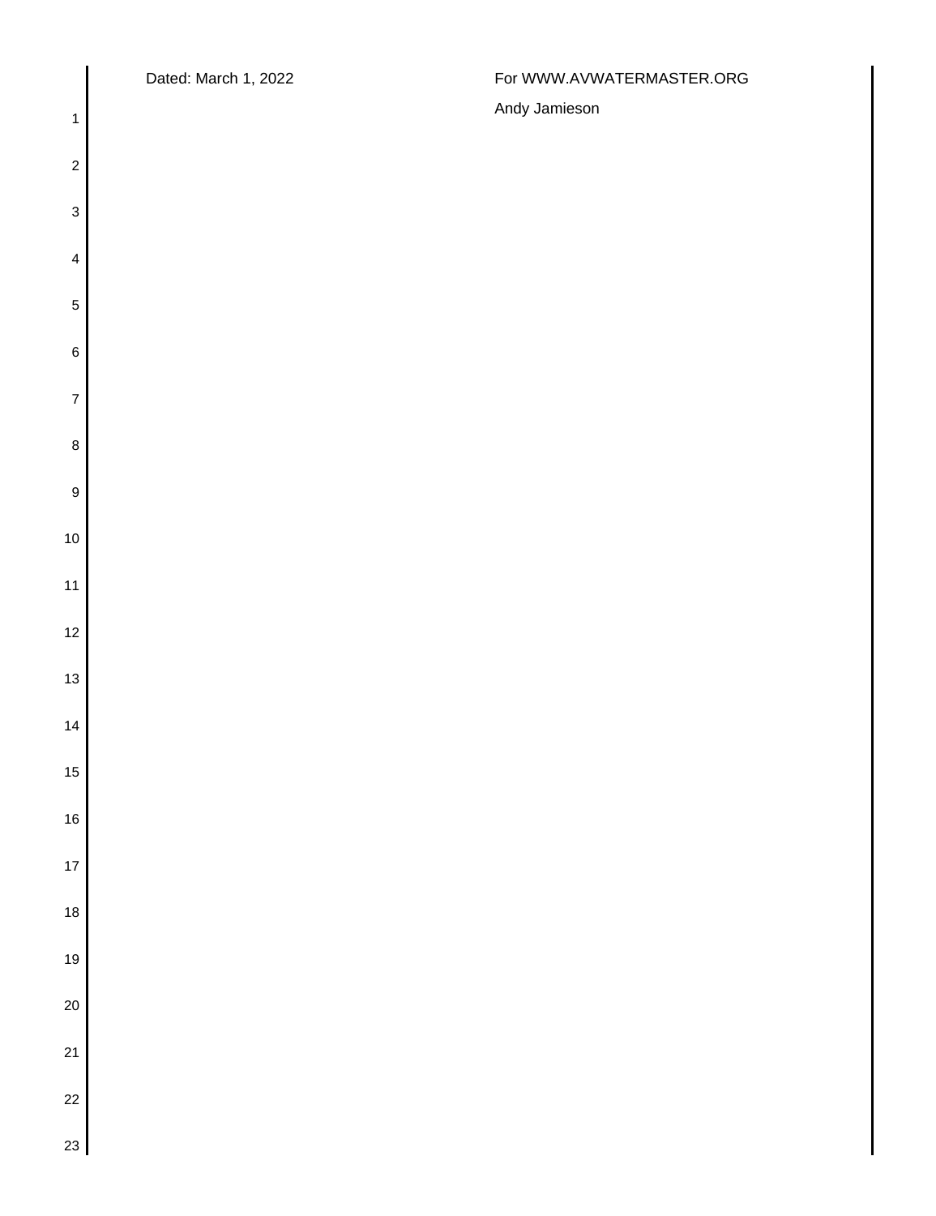Dated: March 1, 2022

For WWW.AVWATERMASTER.ORG

Andy Jamieson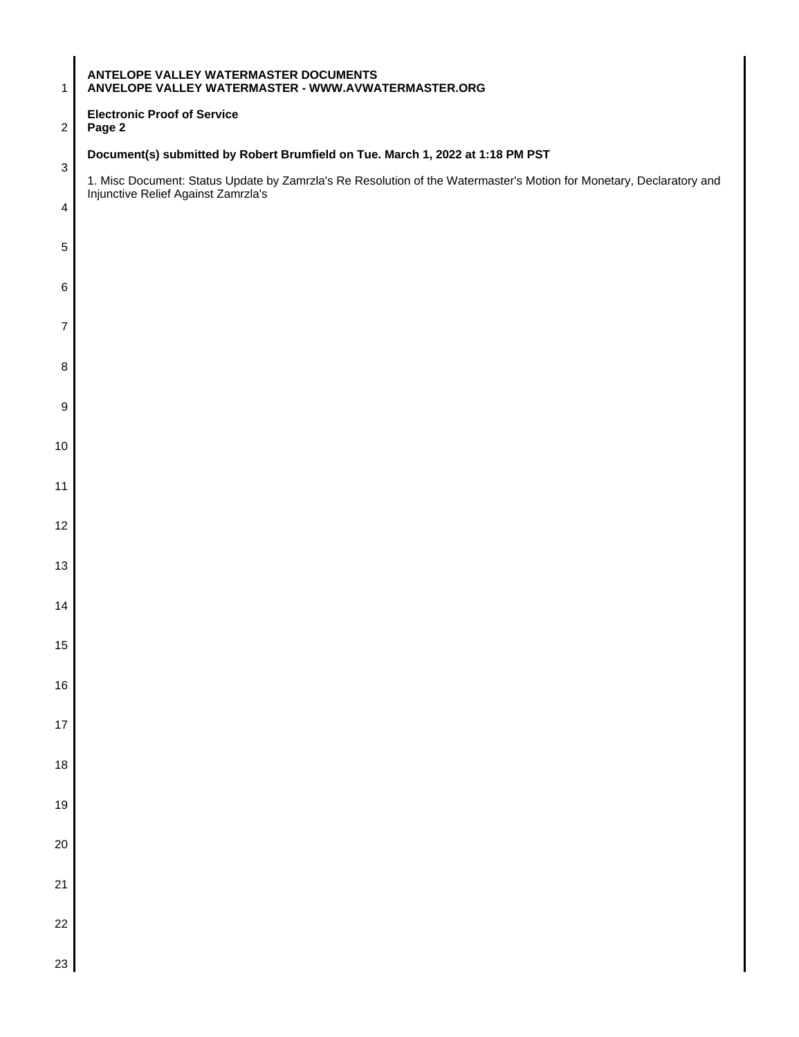**ANTELOPE VALLEY WATERMASTER DOCUMENTS**
**ANVELOPE VALLEY WATERMASTER - WWW.AVWATERMASTER.ORG**

**Electronic Proof of Service**
**Page 2**

**Document(s) submitted by Robert Brumfield on Tue. March 1, 2022 at 1:18 PM PST**

1. Misc Document: Status Update by Zamrzla's Re Resolution of the Watermaster's Motion for Monetary, Declaratory and Injunctive Relief Against Zamrzla's